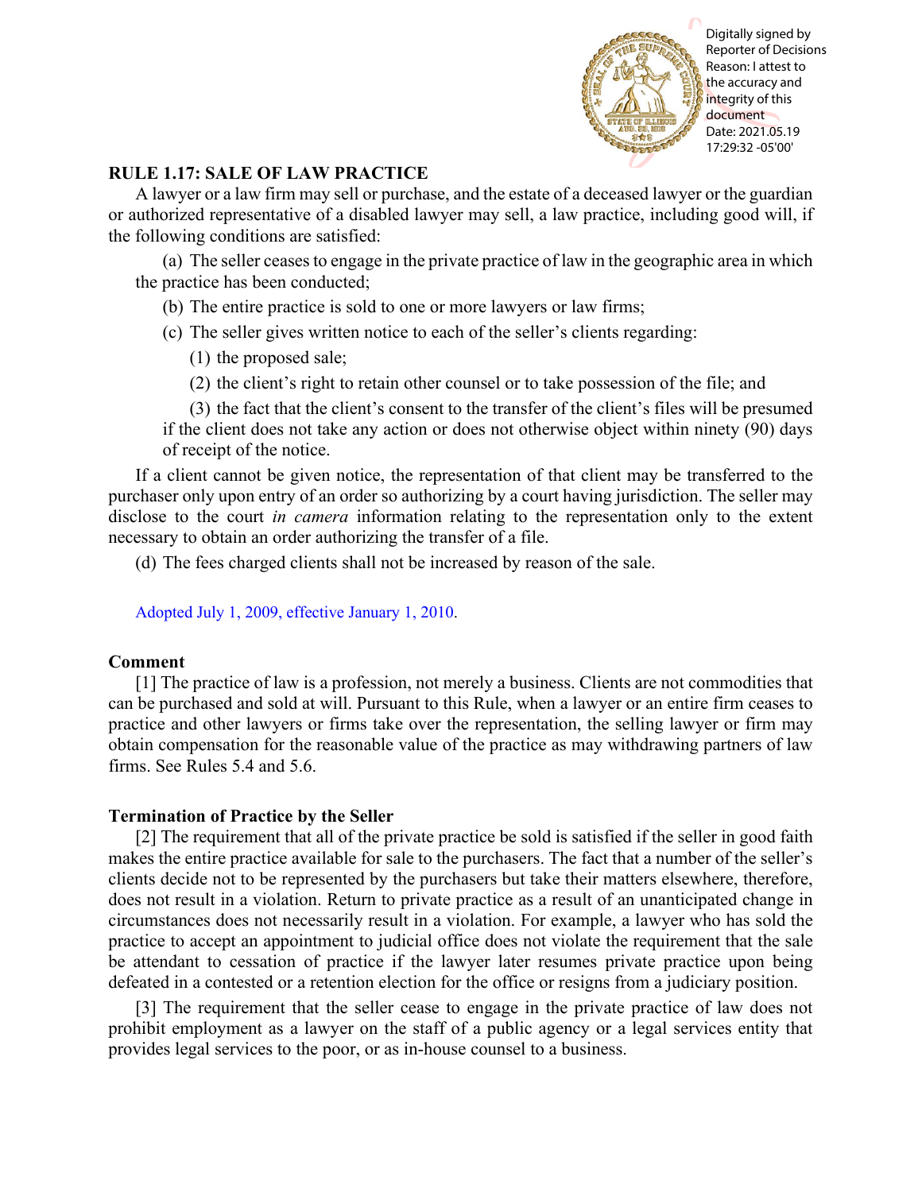Digitally signed by Reporter of Decisions
Reason: I attest to the accuracy and integrity of this document
Date: 2021.05.19 17:29:32 -05'00'

## RULE 1.17: SALE OF LAW PRACTICE

A lawyer or a law firm may sell or purchase, and the estate of a deceased lawyer or the guardian or authorized representative of a disabled lawyer may sell, a law practice, including good will, if the following conditions are satisfied:

(a) The seller ceases to engage in the private practice of law in the geographic area in which the practice has been conducted;

(b) The entire practice is sold to one or more lawyers or law firms;

(c) The seller gives written notice to each of the seller's clients regarding:

(1) the proposed sale;

(2) the client's right to retain other counsel or to take possession of the file; and

(3) the fact that the client's consent to the transfer of the client's files will be presumed if the client does not take any action or does not otherwise object within ninety (90) days of receipt of the notice.

If a client cannot be given notice, the representation of that client may be transferred to the purchaser only upon entry of an order so authorizing by a court having jurisdiction. The seller may disclose to the court *in camera* information relating to the representation only to the extent necessary to obtain an order authorizing the transfer of a file.

(d) The fees charged clients shall not be increased by reason of the sale.

Adopted July 1, 2009, effective January 1, 2010.

### Comment

[1] The practice of law is a profession, not merely a business. Clients are not commodities that can be purchased and sold at will. Pursuant to this Rule, when a lawyer or an entire firm ceases to practice and other lawyers or firms take over the representation, the selling lawyer or firm may obtain compensation for the reasonable value of the practice as may withdrawing partners of law firms. See Rules 5.4 and 5.6.

### Termination of Practice by the Seller

[2] The requirement that all of the private practice be sold is satisfied if the seller in good faith makes the entire practice available for sale to the purchasers. The fact that a number of the seller's clients decide not to be represented by the purchasers but take their matters elsewhere, therefore, does not result in a violation. Return to private practice as a result of an unanticipated change in circumstances does not necessarily result in a violation. For example, a lawyer who has sold the practice to accept an appointment to judicial office does not violate the requirement that the sale be attendant to cessation of practice if the lawyer later resumes private practice upon being defeated in a contested or a retention election for the office or resigns from a judiciary position.

[3] The requirement that the seller cease to engage in the private practice of law does not prohibit employment as a lawyer on the staff of a public agency or a legal services entity that provides legal services to the poor, or as in-house counsel to a business.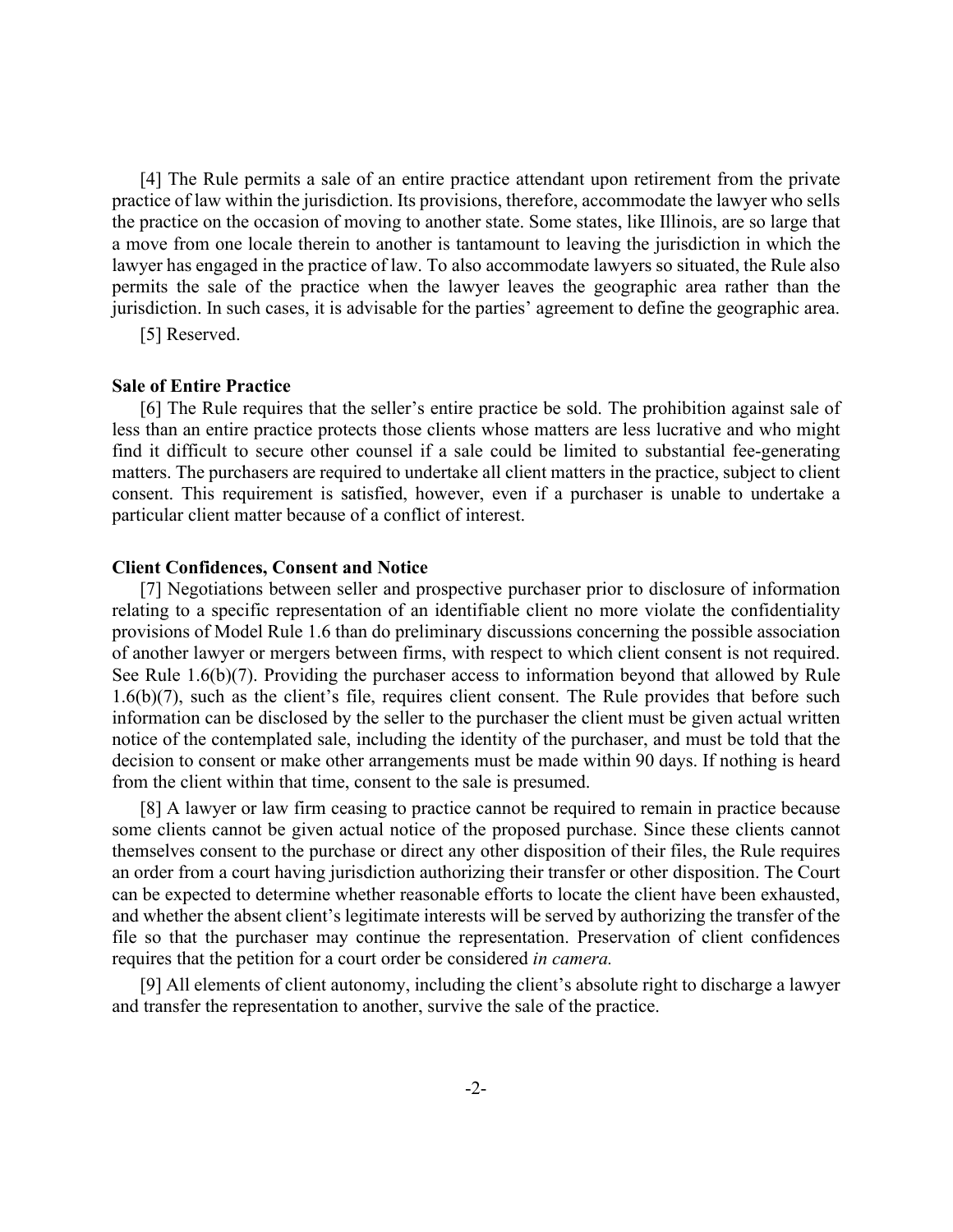[4] The Rule permits a sale of an entire practice attendant upon retirement from the private practice of law within the jurisdiction. Its provisions, therefore, accommodate the lawyer who sells the practice on the occasion of moving to another state. Some states, like Illinois, are so large that a move from one locale therein to another is tantamount to leaving the jurisdiction in which the lawyer has engaged in the practice of law. To also accommodate lawyers so situated, the Rule also permits the sale of the practice when the lawyer leaves the geographic area rather than the jurisdiction. In such cases, it is advisable for the parties' agreement to define the geographic area.

[5] Reserved.

**Sale of Entire Practice**

[6] The Rule requires that the seller's entire practice be sold. The prohibition against sale of less than an entire practice protects those clients whose matters are less lucrative and who might find it difficult to secure other counsel if a sale could be limited to substantial fee-generating matters. The purchasers are required to undertake all client matters in the practice, subject to client consent. This requirement is satisfied, however, even if a purchaser is unable to undertake a particular client matter because of a conflict of interest.

**Client Confidences, Consent and Notice**

[7] Negotiations between seller and prospective purchaser prior to disclosure of information relating to a specific representation of an identifiable client no more violate the confidentiality provisions of Model Rule 1.6 than do preliminary discussions concerning the possible association of another lawyer or mergers between firms, with respect to which client consent is not required. See Rule 1.6(b)(7). Providing the purchaser access to information beyond that allowed by Rule 1.6(b)(7), such as the client's file, requires client consent. The Rule provides that before such information can be disclosed by the seller to the purchaser the client must be given actual written notice of the contemplated sale, including the identity of the purchaser, and must be told that the decision to consent or make other arrangements must be made within 90 days. If nothing is heard from the client within that time, consent to the sale is presumed.

[8] A lawyer or law firm ceasing to practice cannot be required to remain in practice because some clients cannot be given actual notice of the proposed purchase. Since these clients cannot themselves consent to the purchase or direct any other disposition of their files, the Rule requires an order from a court having jurisdiction authorizing their transfer or other disposition. The Court can be expected to determine whether reasonable efforts to locate the client have been exhausted, and whether the absent client's legitimate interests will be served by authorizing the transfer of the file so that the purchaser may continue the representation. Preservation of client confidences requires that the petition for a court order be considered *in camera.*

[9] All elements of client autonomy, including the client's absolute right to discharge a lawyer and transfer the representation to another, survive the sale of the practice.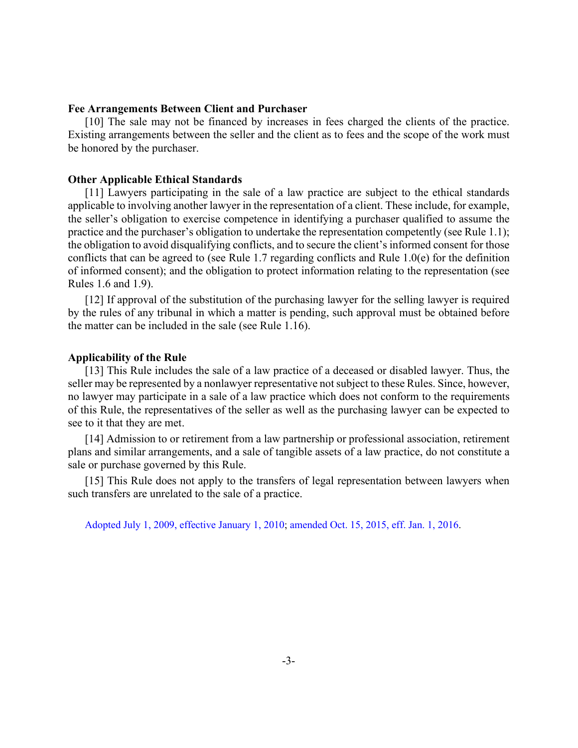**Fee Arrangements Between Client and Purchaser**

[10] The sale may not be financed by increases in fees charged the clients of the practice. Existing arrangements between the seller and the client as to fees and the scope of the work must be honored by the purchaser.

**Other Applicable Ethical Standards**

[11] Lawyers participating in the sale of a law practice are subject to the ethical standards applicable to involving another lawyer in the representation of a client. These include, for example, the seller's obligation to exercise competence in identifying a purchaser qualified to assume the practice and the purchaser's obligation to undertake the representation competently (see Rule 1.1); the obligation to avoid disqualifying conflicts, and to secure the client's informed consent for those conflicts that can be agreed to (see Rule 1.7 regarding conflicts and Rule 1.0(e) for the definition of informed consent); and the obligation to protect information relating to the representation (see Rules 1.6 and 1.9).

[12] If approval of the substitution of the purchasing lawyer for the selling lawyer is required by the rules of any tribunal in which a matter is pending, such approval must be obtained before the matter can be included in the sale (see Rule 1.16).

**Applicability of the Rule**

[13] This Rule includes the sale of a law practice of a deceased or disabled lawyer. Thus, the seller may be represented by a nonlawyer representative not subject to these Rules. Since, however, no lawyer may participate in a sale of a law practice which does not conform to the requirements of this Rule, the representatives of the seller as well as the purchasing lawyer can be expected to see to it that they are met.

[14] Admission to or retirement from a law partnership or professional association, retirement plans and similar arrangements, and a sale of tangible assets of a law practice, do not constitute a sale or purchase governed by this Rule.

[15] This Rule does not apply to the transfers of legal representation between lawyers when such transfers are unrelated to the sale of a practice.

Adopted July 1, 2009, effective January 1, 2010; amended Oct. 15, 2015, eff. Jan. 1, 2016.